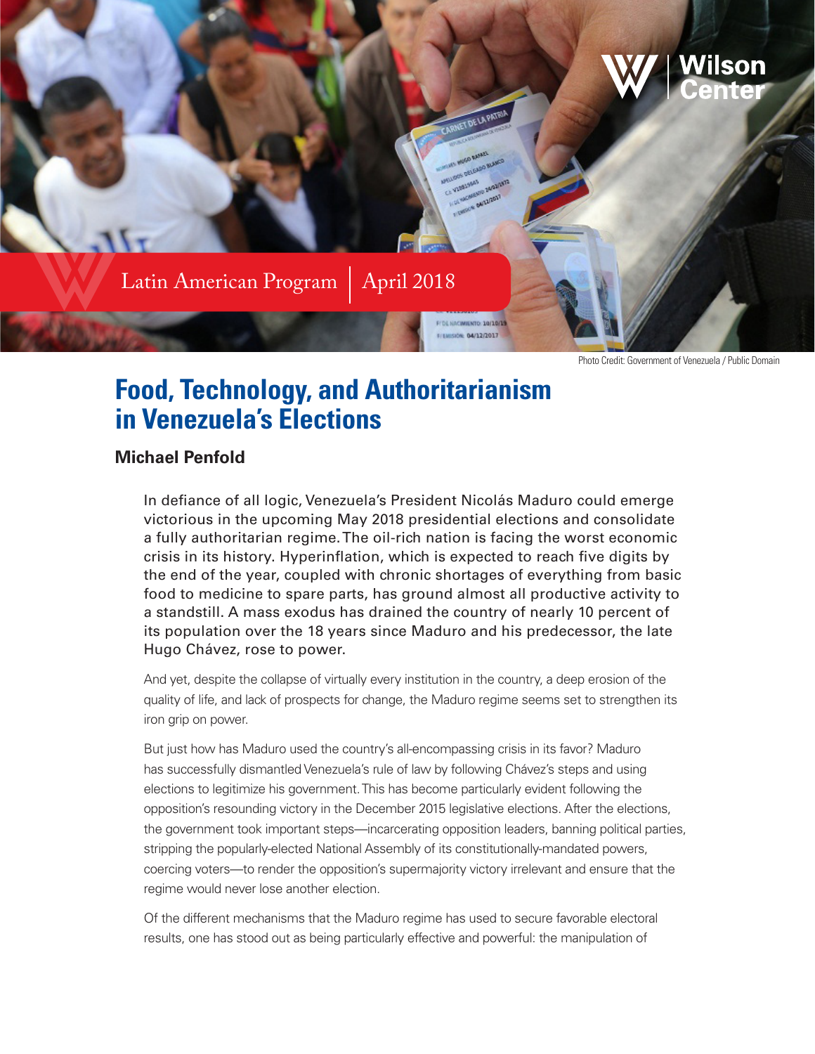Latin American Program | April 2018

Photo Credit: Government of Venezuela / Public Domain

# Food, Technology, and Authoritarianism in Venezuela's Elections

**Michael Penfold**

In defiance of all logic, Venezuela's President Nicolás Maduro could emerge victorious in the upcoming May 2018 presidential elections and consolidate a fully authoritarian regime. The oil-rich nation is facing the worst economic crisis in its history. Hyperinflation, which is expected to reach five digits by the end of the year, coupled with chronic shortages of everything from basic food to medicine to spare parts, has ground almost all productive activity to a standstill. A mass exodus has drained the country of nearly 10 percent of its population over the 18 years since Maduro and his predecessor, the late Hugo Chávez, rose to power.

And yet, despite the collapse of virtually every institution in the country, a deep erosion of the quality of life, and lack of prospects for change, the Maduro regime seems set to strengthen its iron grip on power.

But just how has Maduro used the country's all-encompassing crisis in its favor? Maduro has successfully dismantled Venezuela's rule of law by following Chávez's steps and using elections to legitimize his government. This has become particularly evident following the opposition's resounding victory in the December 2015 legislative elections. After the elections, the government took important steps—incarcerating opposition leaders, banning political parties, stripping the popularly-elected National Assembly of its constitutionally-mandated powers, coercing voters—to render the opposition's supermajority victory irrelevant and ensure that the regime would never lose another election.

Of the different mechanisms that the Maduro regime has used to secure favorable electoral results, one has stood out as being particularly effective and powerful: the manipulation of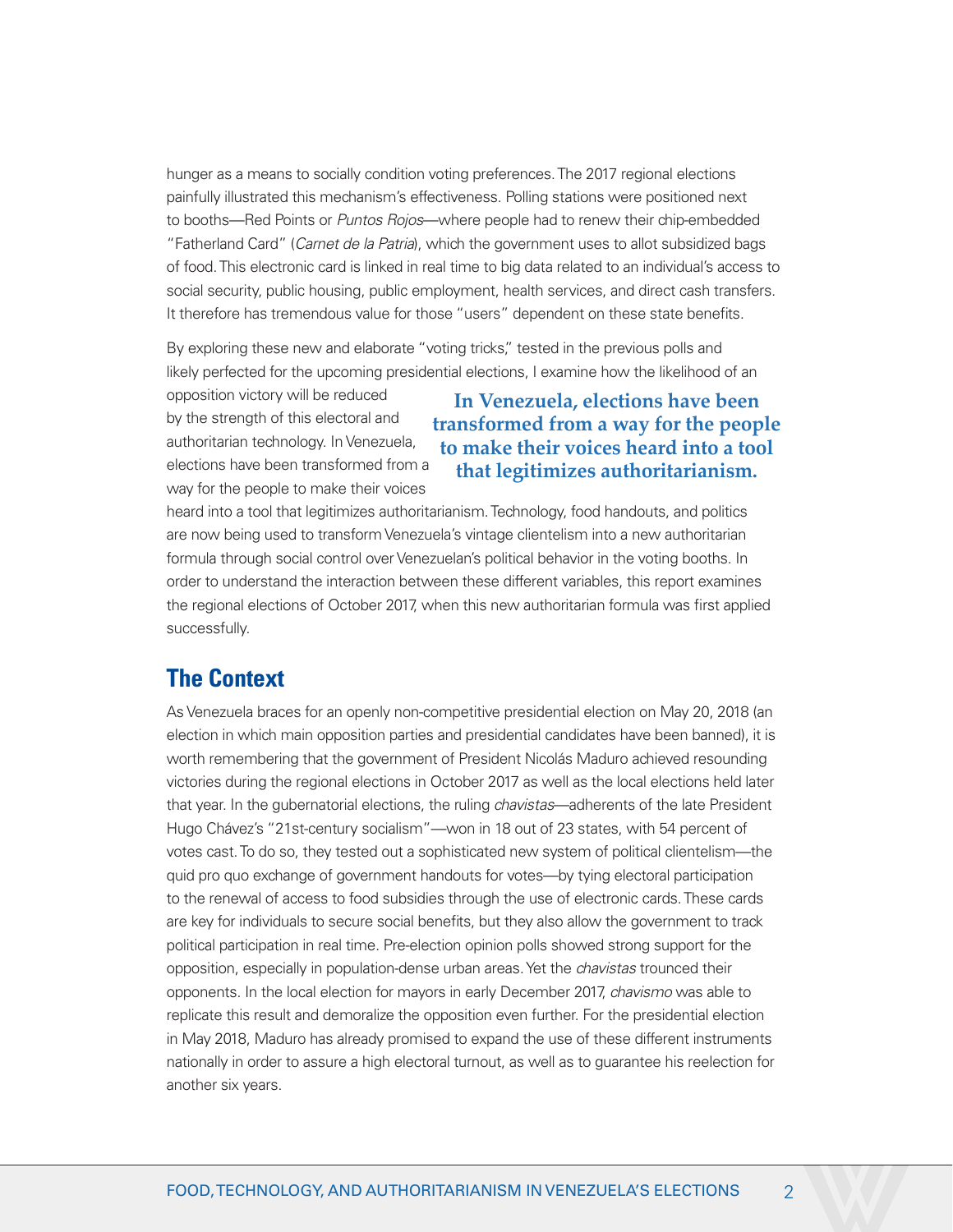hunger as a means to socially condition voting preferences. The 2017 regional elections painfully illustrated this mechanism's effectiveness. Polling stations were positioned next to booths—Red Points or *Puntos Rojos*—where people had to renew their chip-embedded "Fatherland Card" (*Carnet de la Patria*), which the government uses to allot subsidized bags of food. This electronic card is linked in real time to big data related to an individual's access to social security, public housing, public employment, health services, and direct cash transfers. It therefore has tremendous value for those "users" dependent on these state benefits.

By exploring these new and elaborate "voting tricks," tested in the previous polls and likely perfected for the upcoming presidential elections, I examine how the likelihood of an opposition victory will be reduced by the strength of this electoral and authoritarian technology. In Venezuela, elections have been transformed from a way for the people to make their voices heard into a tool that legitimizes authoritarianism. Technology, food handouts, and politics are now being used to transform Venezuela's vintage clientelism into a new authoritarian formula through social control over Venezuelan's political behavior in the voting booths. In order to understand the interaction between these different variables, this report examines the regional elections of October 2017, when this new authoritarian formula was first applied successfully.

> **In Venezuela, elections have been transformed from a way for the people to make their voices heard into a tool that legitimizes authoritarianism.**

## The Context

As Venezuela braces for an openly non-competitive presidential election on May 20, 2018 (an election in which main opposition parties and presidential candidates have been banned), it is worth remembering that the government of President Nicolás Maduro achieved resounding victories during the regional elections in October 2017 as well as the local elections held later that year. In the gubernatorial elections, the ruling *chavistas*—adherents of the late President Hugo Chávez's "21st-century socialism"—won in 18 out of 23 states, with 54 percent of votes cast. To do so, they tested out a sophisticated new system of political clientelism—the quid pro quo exchange of government handouts for votes—by tying electoral participation to the renewal of access to food subsidies through the use of electronic cards. These cards are key for individuals to secure social benefits, but they also allow the government to track political participation in real time. Pre-election opinion polls showed strong support for the opposition, especially in population-dense urban areas. Yet the *chavistas* trounced their opponents. In the local election for mayors in early December 2017, *chavismo* was able to replicate this result and demoralize the opposition even further. For the presidential election in May 2018, Maduro has already promised to expand the use of these different instruments nationally in order to assure a high electoral turnout, as well as to guarantee his reelection for another six years.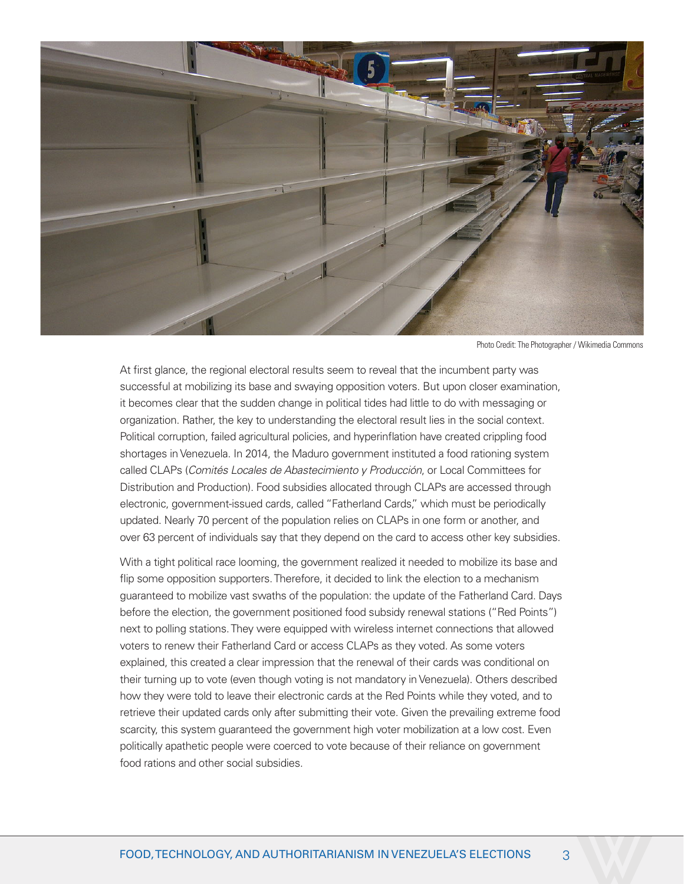Photo Credit: The Photographer / Wikimedia Commons

At first glance, the regional electoral results seem to reveal that the incumbent party was successful at mobilizing its base and swaying opposition voters. But upon closer examination, it becomes clear that the sudden change in political tides had little to do with messaging or organization. Rather, the key to understanding the electoral result lies in the social context. Political corruption, failed agricultural policies, and hyperinflation have created crippling food shortages in Venezuela. In 2014, the Maduro government instituted a food rationing system called CLAPs (*Comités Locales de Abastecimiento y Producción*, or Local Committees for Distribution and Production). Food subsidies allocated through CLAPs are accessed through electronic, government-issued cards, called "Fatherland Cards," which must be periodically updated. Nearly 70 percent of the population relies on CLAPs in one form or another, and over 63 percent of individuals say that they depend on the card to access other key subsidies.

With a tight political race looming, the government realized it needed to mobilize its base and flip some opposition supporters. Therefore, it decided to link the election to a mechanism guaranteed to mobilize vast swaths of the population: the update of the Fatherland Card. Days before the election, the government positioned food subsidy renewal stations ("Red Points") next to polling stations. They were equipped with wireless internet connections that allowed voters to renew their Fatherland Card or access CLAPs as they voted. As some voters explained, this created a clear impression that the renewal of their cards was conditional on their turning up to vote (even though voting is not mandatory in Venezuela). Others described how they were told to leave their electronic cards at the Red Points while they voted, and to retrieve their updated cards only after submitting their vote. Given the prevailing extreme food scarcity, this system guaranteed the government high voter mobilization at a low cost. Even politically apathetic people were coerced to vote because of their reliance on government food rations and other social subsidies.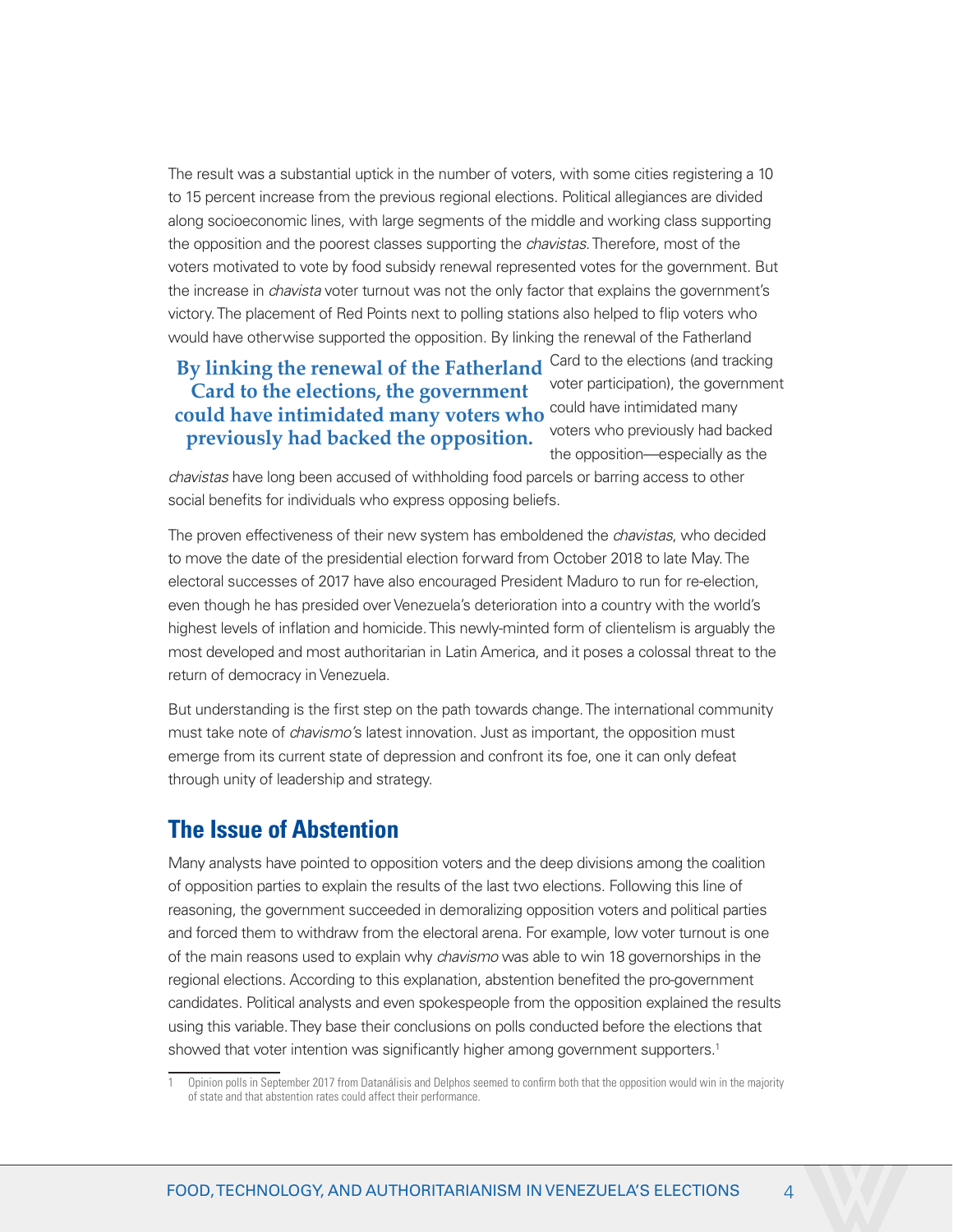The result was a substantial uptick in the number of voters, with some cities registering a 10 to 15 percent increase from the previous regional elections. Political allegiances are divided along socioeconomic lines, with large segments of the middle and working class supporting the opposition and the poorest classes supporting the *chavistas*. Therefore, most of the voters motivated to vote by food subsidy renewal represented votes for the government. But the increase in *chavista* voter turnout was not the only factor that explains the government's victory. The placement of Red Points next to polling stations also helped to flip voters who would have otherwise supported the opposition. By linking the renewal of the Fatherland Card to the elections (and tracking voter participation), the government could have intimidated many voters who previously had backed the opposition—especially as the *chavistas* have long been accused of withholding food parcels or barring access to other social benefits for individuals who express opposing beliefs.

**By linking the renewal of the Fatherland Card to the elections, the government could have intimidated many voters who previously had backed the opposition.**

The proven effectiveness of their new system has emboldened the *chavistas*, who decided to move the date of the presidential election forward from October 2018 to late May. The electoral successes of 2017 have also encouraged President Maduro to run for re-election, even though he has presided over Venezuela's deterioration into a country with the world's highest levels of inflation and homicide. This newly-minted form of clientelism is arguably the most developed and most authoritarian in Latin America, and it poses a colossal threat to the return of democracy in Venezuela.

But understanding is the first step on the path towards change. The international community must take note of *chavismo*'s latest innovation. Just as important, the opposition must emerge from its current state of depression and confront its foe, one it can only defeat through unity of leadership and strategy.

## The Issue of Abstention

Many analysts have pointed to opposition voters and the deep divisions among the coalition of opposition parties to explain the results of the last two elections. Following this line of reasoning, the government succeeded in demoralizing opposition voters and political parties and forced them to withdraw from the electoral arena. For example, low voter turnout is one of the main reasons used to explain why *chavismo* was able to win 18 governorships in the regional elections. According to this explanation, abstention benefited the pro-government candidates. Political analysts and even spokespeople from the opposition explained the results using this variable. They base their conclusions on polls conducted before the elections that showed that voter intention was significantly higher among government supporters.[1]

[1] Opinion polls in September 2017 from Datanálisis and Delphos seemed to confirm both that the opposition would win in the majority of state and that abstention rates could affect their performance.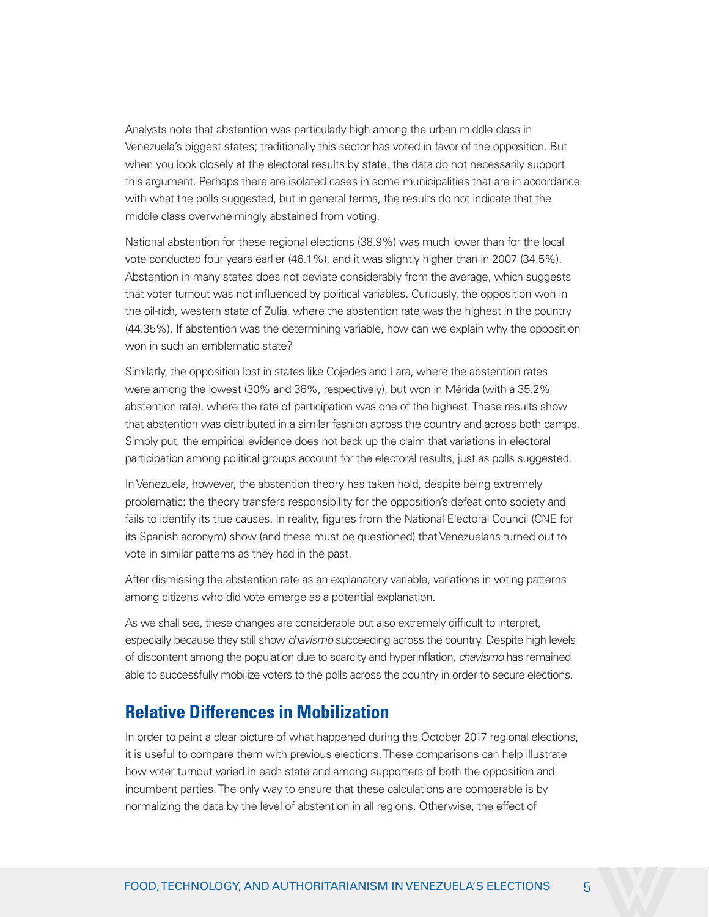Analysts note that abstention was particularly high among the urban middle class in Venezuela's biggest states; traditionally this sector has voted in favor of the opposition. But when you look closely at the electoral results by state, the data do not necessarily support this argument. Perhaps there are isolated cases in some municipalities that are in accordance with what the polls suggested, but in general terms, the results do not indicate that the middle class overwhelmingly abstained from voting.

National abstention for these regional elections (38.9%) was much lower than for the local vote conducted four years earlier (46.1%), and it was slightly higher than in 2007 (34.5%). Abstention in many states does not deviate considerably from the average, which suggests that voter turnout was not influenced by political variables. Curiously, the opposition won in the oil-rich, western state of Zulia, where the abstention rate was the highest in the country (44.35%). If abstention was the determining variable, how can we explain why the opposition won in such an emblematic state?

Similarly, the opposition lost in states like Cojedes and Lara, where the abstention rates were among the lowest (30% and 36%, respectively), but won in Mérida (with a 35.2% abstention rate), where the rate of participation was one of the highest. These results show that abstention was distributed in a similar fashion across the country and across both camps. Simply put, the empirical evidence does not back up the claim that variations in electoral participation among political groups account for the electoral results, just as polls suggested.

In Venezuela, however, the abstention theory has taken hold, despite being extremely problematic: the theory transfers responsibility for the opposition's defeat onto society and fails to identify its true causes. In reality, figures from the National Electoral Council (CNE for its Spanish acronym) show (and these must be questioned) that Venezuelans turned out to vote in similar patterns as they had in the past.

After dismissing the abstention rate as an explanatory variable, variations in voting patterns among citizens who did vote emerge as a potential explanation.

As we shall see, these changes are considerable but also extremely difficult to interpret, especially because they still show *chavismo* succeeding across the country. Despite high levels of discontent among the population due to scarcity and hyperinflation, *chavismo* has remained able to successfully mobilize voters to the polls across the country in order to secure elections.

## Relative Differences in Mobilization

In order to paint a clear picture of what happened during the October 2017 regional elections, it is useful to compare them with previous elections. These comparisons can help illustrate how voter turnout varied in each state and among supporters of both the opposition and incumbent parties. The only way to ensure that these calculations are comparable is by normalizing the data by the level of abstention in all regions. Otherwise, the effect of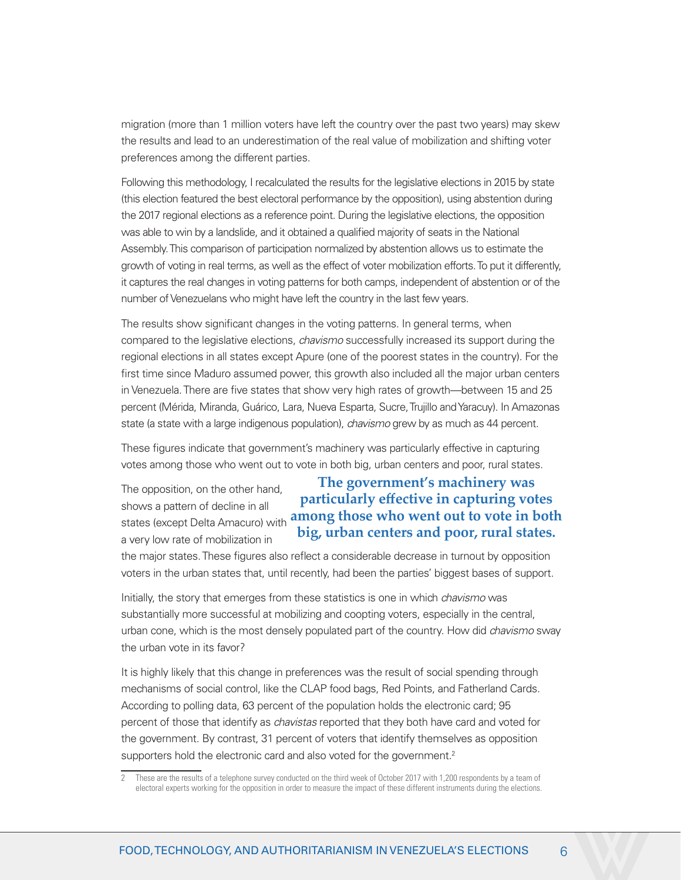migration (more than 1 million voters have left the country over the past two years) may skew the results and lead to an underestimation of the real value of mobilization and shifting voter preferences among the different parties.

Following this methodology, I recalculated the results for the legislative elections in 2015 by state (this election featured the best electoral performance by the opposition), using abstention during the 2017 regional elections as a reference point. During the legislative elections, the opposition was able to win by a landslide, and it obtained a qualified majority of seats in the National Assembly. This comparison of participation normalized by abstention allows us to estimate the growth of voting in real terms, as well as the effect of voter mobilization efforts. To put it differently, it captures the real changes in voting patterns for both camps, independent of abstention or of the number of Venezuelans who might have left the country in the last few years.

The results show significant changes in the voting patterns. In general terms, when compared to the legislative elections, *chavismo* successfully increased its support during the regional elections in all states except Apure (one of the poorest states in the country). For the first time since Maduro assumed power, this growth also included all the major urban centers in Venezuela. There are five states that show very high rates of growth—between 15 and 25 percent (Mérida, Miranda, Guárico, Lara, Nueva Esparta, Sucre, Trujillo and Yaracuy). In Amazonas state (a state with a large indigenous population), *chavismo* grew by as much as 44 percent.

These figures indicate that government's machinery was particularly effective in capturing votes among those who went out to vote in both big, urban centers and poor, rural states.

**The government's machinery was particularly effective in capturing votes among those who went out to vote in both big, urban centers and poor, rural states.**

The opposition, on the other hand, shows a pattern of decline in all states (except Delta Amacuro) with a very low rate of mobilization in the major states. These figures also reflect a considerable decrease in turnout by opposition voters in the urban states that, until recently, had been the parties' biggest bases of support.

Initially, the story that emerges from these statistics is one in which *chavismo* was substantially more successful at mobilizing and coopting voters, especially in the central, urban cone, which is the most densely populated part of the country. How did *chavismo* sway the urban vote in its favor?

It is highly likely that this change in preferences was the result of social spending through mechanisms of social control, like the CLAP food bags, Red Points, and Fatherland Cards. According to polling data, 63 percent of the population holds the electronic card; 95 percent of those that identify as *chavistas* reported that they both have card and voted for the government. By contrast, 31 percent of voters that identify themselves as opposition supporters hold the electronic card and also voted for the government.[2]

2 These are the results of a telephone survey conducted on the third week of October 2017 with 1,200 respondents by a team of electoral experts working for the opposition in order to measure the impact of these different instruments during the elections.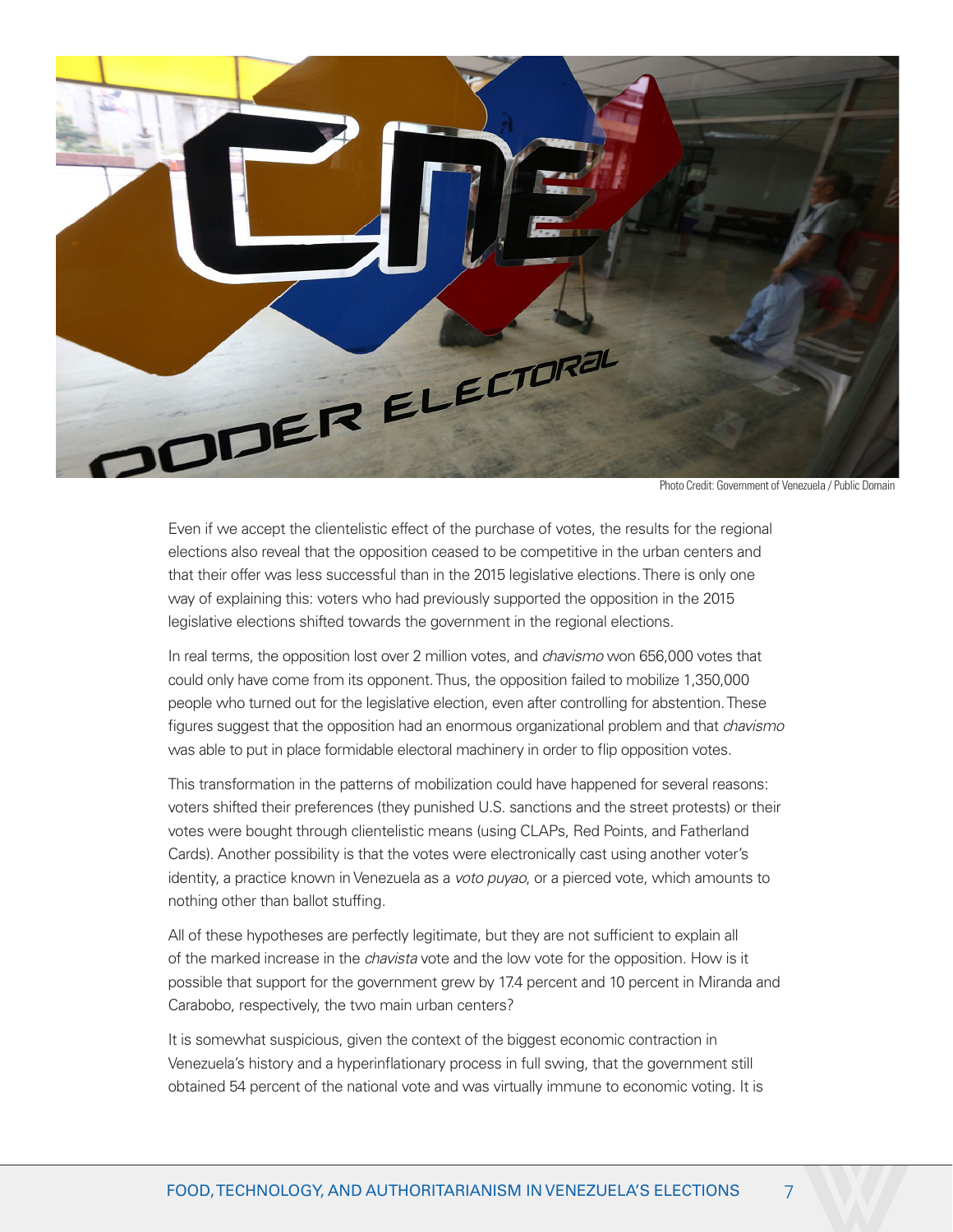Photo Credit: Government of Venezuela / Public Domain

Even if we accept the clientelistic effect of the purchase of votes, the results for the regional elections also reveal that the opposition ceased to be competitive in the urban centers and that their offer was less successful than in the 2015 legislative elections. There is only one way of explaining this: voters who had previously supported the opposition in the 2015 legislative elections shifted towards the government in the regional elections.

In real terms, the opposition lost over 2 million votes, and *chavismo* won 656,000 votes that could only have come from its opponent. Thus, the opposition failed to mobilize 1,350,000 people who turned out for the legislative election, even after controlling for abstention. These figures suggest that the opposition had an enormous organizational problem and that *chavismo* was able to put in place formidable electoral machinery in order to flip opposition votes.

This transformation in the patterns of mobilization could have happened for several reasons: voters shifted their preferences (they punished U.S. sanctions and the street protests) or their votes were bought through clientelistic means (using CLAPs, Red Points, and Fatherland Cards). Another possibility is that the votes were electronically cast using another voter's identity, a practice known in Venezuela as a *voto puyao*, or a pierced vote, which amounts to nothing other than ballot stuffing.

All of these hypotheses are perfectly legitimate, but they are not sufficient to explain all of the marked increase in the *chavista* vote and the low vote for the opposition. How is it possible that support for the government grew by 17.4 percent and 10 percent in Miranda and Carabobo, respectively, the two main urban centers?

It is somewhat suspicious, given the context of the biggest economic contraction in Venezuela's history and a hyperinflationary process in full swing, that the government still obtained 54 percent of the national vote and was virtually immune to economic voting. It is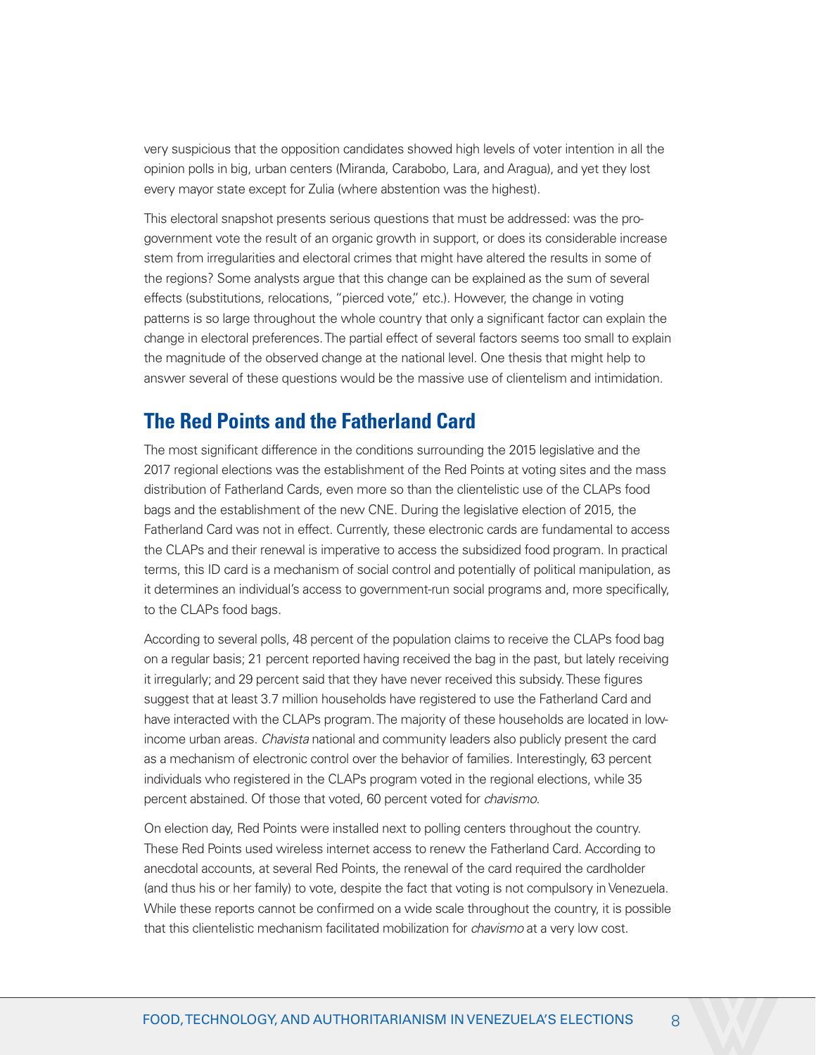very suspicious that the opposition candidates showed high levels of voter intention in all the opinion polls in big, urban centers (Miranda, Carabobo, Lara, and Aragua), and yet they lost every mayor state except for Zulia (where abstention was the highest).

This electoral snapshot presents serious questions that must be addressed: was the pro-government vote the result of an organic growth in support, or does its considerable increase stem from irregularities and electoral crimes that might have altered the results in some of the regions? Some analysts argue that this change can be explained as the sum of several effects (substitutions, relocations, "pierced vote," etc.). However, the change in voting patterns is so large throughout the whole country that only a significant factor can explain the change in electoral preferences. The partial effect of several factors seems too small to explain the magnitude of the observed change at the national level. One thesis that might help to answer several of these questions would be the massive use of clientelism and intimidation.

## The Red Points and the Fatherland Card

The most significant difference in the conditions surrounding the 2015 legislative and the 2017 regional elections was the establishment of the Red Points at voting sites and the mass distribution of Fatherland Cards, even more so than the clientelistic use of the CLAPs food bags and the establishment of the new CNE. During the legislative election of 2015, the Fatherland Card was not in effect. Currently, these electronic cards are fundamental to access the CLAPs and their renewal is imperative to access the subsidized food program. In practical terms, this ID card is a mechanism of social control and potentially of political manipulation, as it determines an individual's access to government-run social programs and, more specifically, to the CLAPs food bags.

According to several polls, 48 percent of the population claims to receive the CLAPs food bag on a regular basis; 21 percent reported having received the bag in the past, but lately receiving it irregularly; and 29 percent said that they have never received this subsidy. These figures suggest that at least 3.7 million households have registered to use the Fatherland Card and have interacted with the CLAPs program. The majority of these households are located in low-income urban areas. *Chavista* national and community leaders also publicly present the card as a mechanism of electronic control over the behavior of families. Interestingly, 63 percent individuals who registered in the CLAPs program voted in the regional elections, while 35 percent abstained. Of those that voted, 60 percent voted for *chavismo*.

On election day, Red Points were installed next to polling centers throughout the country. These Red Points used wireless internet access to renew the Fatherland Card. According to anecdotal accounts, at several Red Points, the renewal of the card required the cardholder (and thus his or her family) to vote, despite the fact that voting is not compulsory in Venezuela. While these reports cannot be confirmed on a wide scale throughout the country, it is possible that this clientelistic mechanism facilitated mobilization for *chavismo* at a very low cost.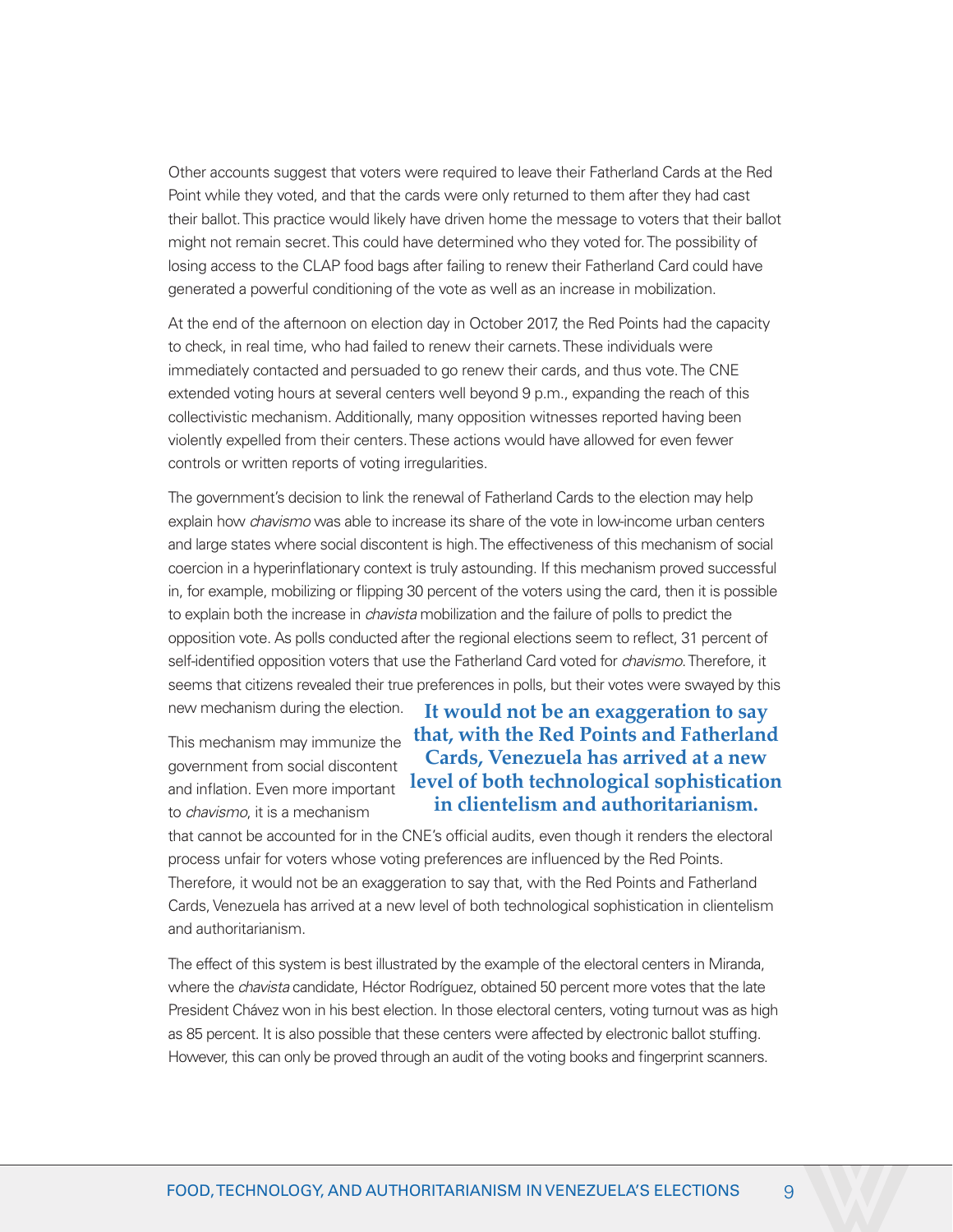Other accounts suggest that voters were required to leave their Fatherland Cards at the Red Point while they voted, and that the cards were only returned to them after they had cast their ballot. This practice would likely have driven home the message to voters that their ballot might not remain secret. This could have determined who they voted for. The possibility of losing access to the CLAP food bags after failing to renew their Fatherland Card could have generated a powerful conditioning of the vote as well as an increase in mobilization.

At the end of the afternoon on election day in October 2017, the Red Points had the capacity to check, in real time, who had failed to renew their carnets. These individuals were immediately contacted and persuaded to go renew their cards, and thus vote. The CNE extended voting hours at several centers well beyond 9 p.m., expanding the reach of this collectivistic mechanism. Additionally, many opposition witnesses reported having been violently expelled from their centers. These actions would have allowed for even fewer controls or written reports of voting irregularities.

The government's decision to link the renewal of Fatherland Cards to the election may help explain how *chavismo* was able to increase its share of the vote in low-income urban centers and large states where social discontent is high. The effectiveness of this mechanism of social coercion in a hyperinflationary context is truly astounding. If this mechanism proved successful in, for example, mobilizing or flipping 30 percent of the voters using the card, then it is possible to explain both the increase in *chavista* mobilization and the failure of polls to predict the opposition vote. As polls conducted after the regional elections seem to reflect, 31 percent of self-identified opposition voters that use the Fatherland Card voted for *chavismo*. Therefore, it seems that citizens revealed their true preferences in polls, but their votes were swayed by this new mechanism during the election.

**It would not be an exaggeration to say that, with the Red Points and Fatherland Cards, Venezuela has arrived at a new level of both technological sophistication in clientelism and authoritarianism.**

This mechanism may immunize the government from social discontent and inflation. Even more important to *chavismo*, it is a mechanism that cannot be accounted for in the CNE's official audits, even though it renders the electoral process unfair for voters whose voting preferences are influenced by the Red Points. Therefore, it would not be an exaggeration to say that, with the Red Points and Fatherland Cards, Venezuela has arrived at a new level of both technological sophistication in clientelism and authoritarianism.

The effect of this system is best illustrated by the example of the electoral centers in Miranda, where the *chavista* candidate, Héctor Rodríguez, obtained 50 percent more votes that the late President Chávez won in his best election. In those electoral centers, voting turnout was as high as 85 percent. It is also possible that these centers were affected by electronic ballot stuffing. However, this can only be proved through an audit of the voting books and fingerprint scanners.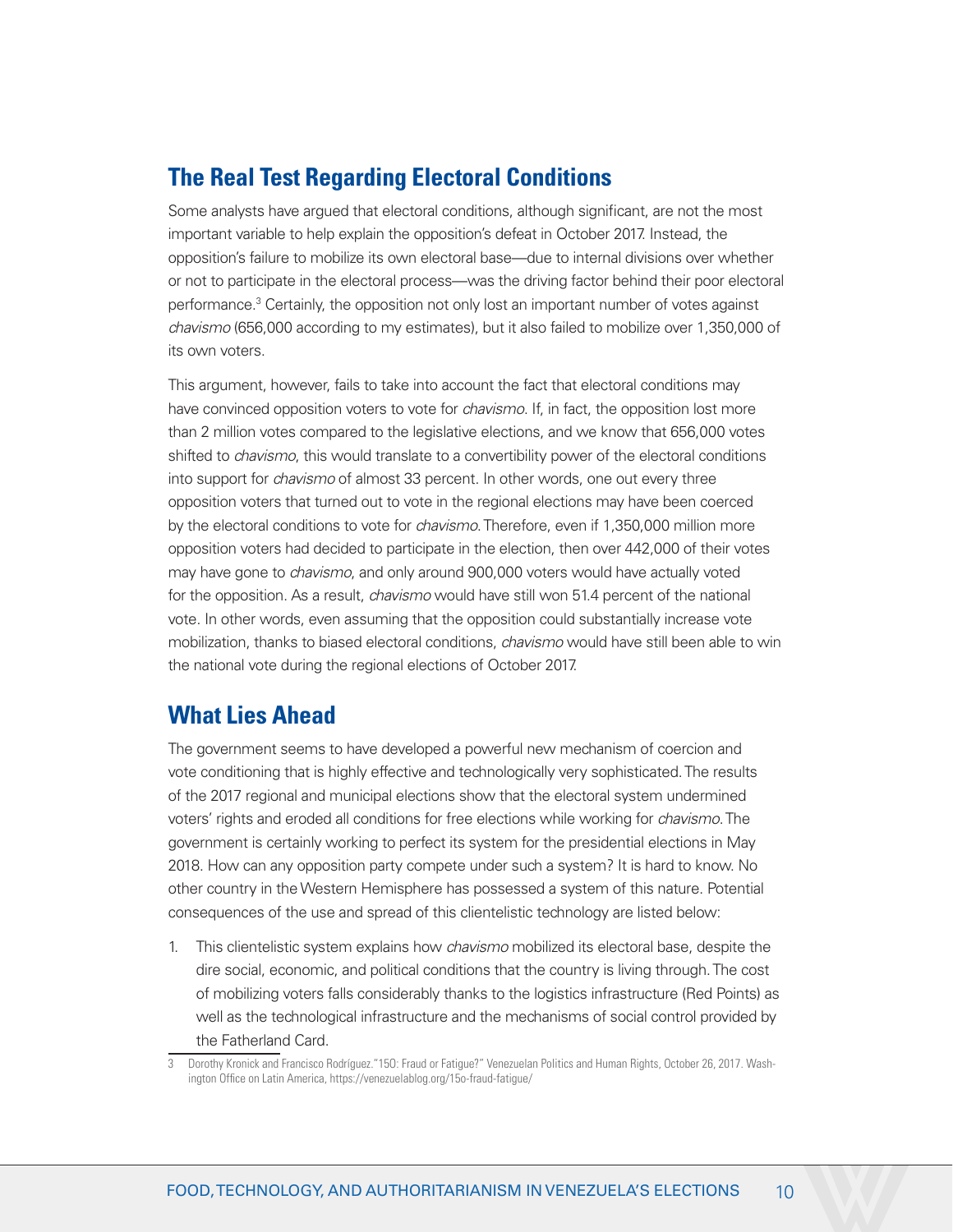## The Real Test Regarding Electoral Conditions

Some analysts have argued that electoral conditions, although significant, are not the most important variable to help explain the opposition's defeat in October 2017. Instead, the opposition's failure to mobilize its own electoral base—due to internal divisions over whether or not to participate in the electoral process—was the driving factor behind their poor electoral performance.[3] Certainly, the opposition not only lost an important number of votes against *chavismo* (656,000 according to my estimates), but it also failed to mobilize over 1,350,000 of its own voters.

This argument, however, fails to take into account the fact that electoral conditions may have convinced opposition voters to vote for *chavismo*. If, in fact, the opposition lost more than 2 million votes compared to the legislative elections, and we know that 656,000 votes shifted to *chavismo*, this would translate to a convertibility power of the electoral conditions into support for *chavismo* of almost 33 percent. In other words, one out every three opposition voters that turned out to vote in the regional elections may have been coerced by the electoral conditions to vote for *chavismo*. Therefore, even if 1,350,000 million more opposition voters had decided to participate in the election, then over 442,000 of their votes may have gone to *chavismo*, and only around 900,000 voters would have actually voted for the opposition. As a result, *chavismo* would have still won 51.4 percent of the national vote. In other words, even assuming that the opposition could substantially increase vote mobilization, thanks to biased electoral conditions, *chavismo* would have still been able to win the national vote during the regional elections of October 2017.

## What Lies Ahead

The government seems to have developed a powerful new mechanism of coercion and vote conditioning that is highly effective and technologically very sophisticated. The results of the 2017 regional and municipal elections show that the electoral system undermined voters' rights and eroded all conditions for free elections while working for *chavismo*. The government is certainly working to perfect its system for the presidential elections in May 2018. How can any opposition party compete under such a system? It is hard to know. No other country in the Western Hemisphere has possessed a system of this nature. Potential consequences of the use and spread of this clientelistic technology are listed below:

1. This clientelistic system explains how *chavismo* mobilized its electoral base, despite the dire social, economic, and political conditions that the country is living through. The cost of mobilizing voters falls considerably thanks to the logistics infrastructure (Red Points) as well as the technological infrastructure and the mechanisms of social control provided by the Fatherland Card.

---

3 Dorothy Kronick and Francisco Rodríguez. "15O: Fraud or Fatigue?" Venezuelan Politics and Human Rights, October 26, 2017. Washington Office on Latin America, https://venezuelablog.org/15o-fraud-fatigue/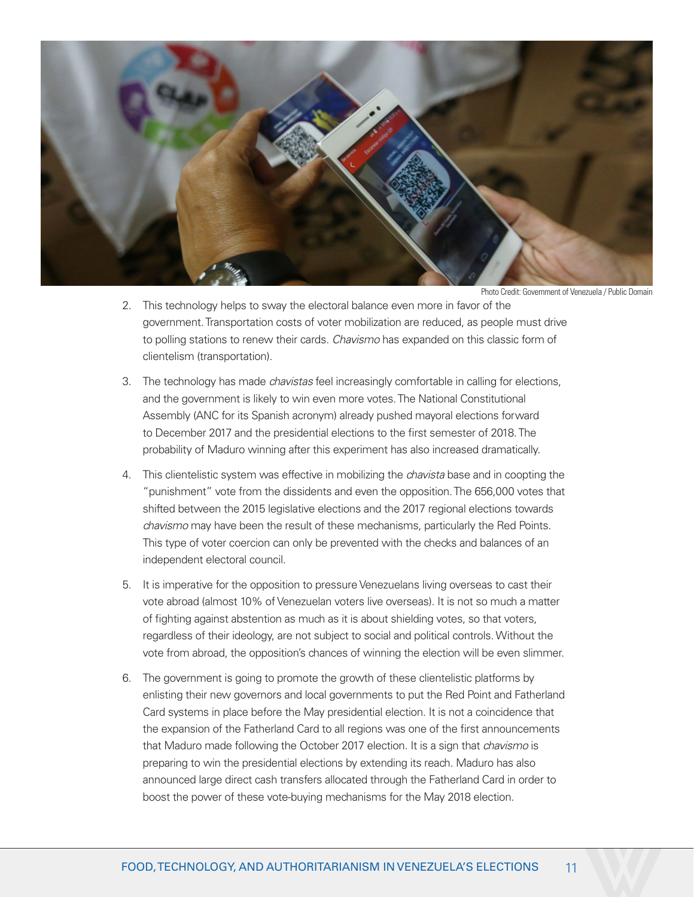Photo Credit: Government of Venezuela / Public Domain

2. This technology helps to sway the electoral balance even more in favor of the government. Transportation costs of voter mobilization are reduced, as people must drive to polling stations to renew their cards. *Chavismo* has expanded on this classic form of clientelism (transportation).

3. The technology has made *chavistas* feel increasingly comfortable in calling for elections, and the government is likely to win even more votes. The National Constitutional Assembly (ANC for its Spanish acronym) already pushed mayoral elections forward to December 2017 and the presidential elections to the first semester of 2018. The probability of Maduro winning after this experiment has also increased dramatically.

4. This clientelistic system was effective in mobilizing the *chavista* base and in coopting the "punishment" vote from the dissidents and even the opposition. The 656,000 votes that shifted between the 2015 legislative elections and the 2017 regional elections towards *chavismo* may have been the result of these mechanisms, particularly the Red Points. This type of voter coercion can only be prevented with the checks and balances of an independent electoral council.

5. It is imperative for the opposition to pressure Venezuelans living overseas to cast their vote abroad (almost 10% of Venezuelan voters live overseas). It is not so much a matter of fighting against abstention as much as it is about shielding votes, so that voters, regardless of their ideology, are not subject to social and political controls. Without the vote from abroad, the opposition's chances of winning the election will be even slimmer.

6. The government is going to promote the growth of these clientelistic platforms by enlisting their new governors and local governments to put the Red Point and Fatherland Card systems in place before the May presidential election. It is not a coincidence that the expansion of the Fatherland Card to all regions was one of the first announcements that Maduro made following the October 2017 election. It is a sign that *chavismo* is preparing to win the presidential elections by extending its reach. Maduro has also announced large direct cash transfers allocated through the Fatherland Card in order to boost the power of these vote-buying mechanisms for the May 2018 election.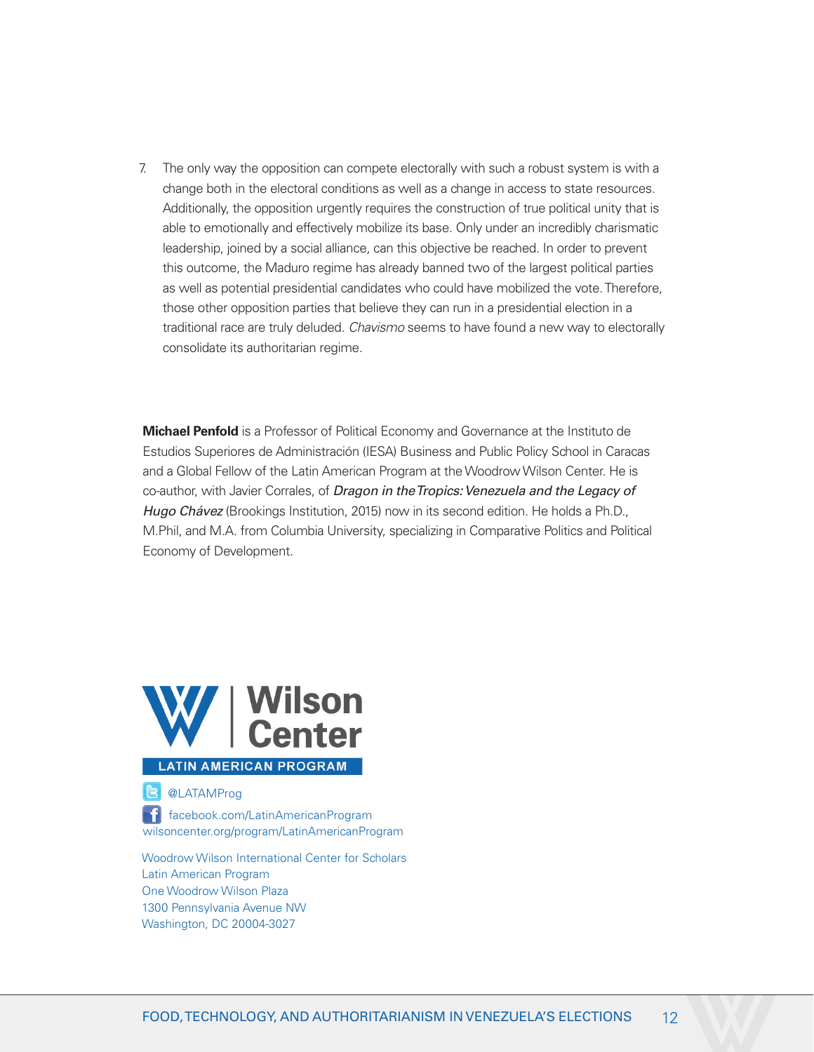7. The only way the opposition can compete electorally with such a robust system is with a change both in the electoral conditions as well as a change in access to state resources. Additionally, the opposition urgently requires the construction of true political unity that is able to emotionally and effectively mobilize its base. Only under an incredibly charismatic leadership, joined by a social alliance, can this objective be reached. In order to prevent this outcome, the Maduro regime has already banned two of the largest political parties as well as potential presidential candidates who could have mobilized the vote. Therefore, those other opposition parties that believe they can run in a presidential election in a traditional race are truly deluded. *Chavismo* seems to have found a new way to electorally consolidate its authoritarian regime.

**Michael Penfold** is a Professor of Political Economy and Governance at the Instituto de Estudios Superiores de Administración (IESA) Business and Public Policy School in Caracas and a Global Fellow of the Latin American Program at the Woodrow Wilson Center. He is co-author, with Javier Corrales, of *Dragon in the Tropics: Venezuela and the Legacy of Hugo Chávez* (Brookings Institution, 2015) now in its second edition. He holds a Ph.D., M.Phil, and M.A. from Columbia University, specializing in Comparative Politics and Political Economy of Development.

Wilson Center

LATIN AMERICAN PROGRAM

@LATAMProg

facebook.com/LatinAmericanProgram

wilsoncenter.org/program/LatinAmericanProgram

Woodrow Wilson International Center for Scholars
Latin American Program
One Woodrow Wilson Plaza
1300 Pennsylvania Avenue NW
Washington, DC 20004-3027